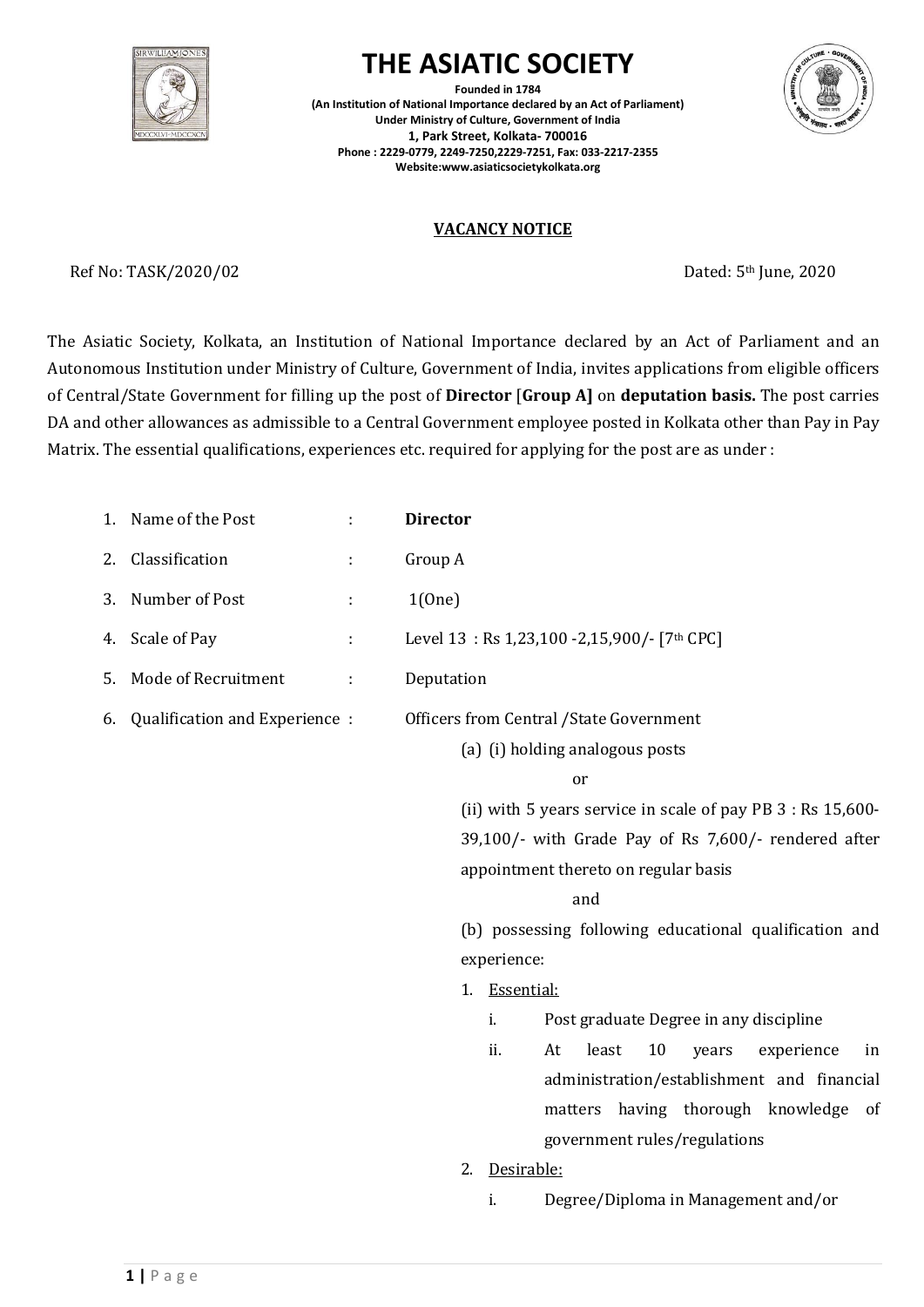# THE ASIATIC SOCIETY

**Founded in 1784**
**(An Institution of National Importance declared by an Act of Parliament)**
**Under Ministry of Culture, Government of India**
**1, Park Street, Kolkata- 700016**
**Phone : 2229-0779, 2249-7250,2229-7251, Fax: 033-2217-2355**
**Website:www.asiaticsocietykolkata.org**

## VACANCY NOTICE

Ref No: TASK/2020/02 Dated: 5th June, 2020

The Asiatic Society, Kolkata, an Institution of National Importance declared by an Act of Parliament and an Autonomous Institution under Ministry of Culture, Government of India, invites applications from eligible officers of Central/State Government for filling up the post of **Director** [**Group A]** on **deputation basis.** The post carries DA and other allowances as admissible to a Central Government employee posted in Kolkata other than Pay in Pay Matrix. The essential qualifications, experiences etc. required for applying for the post are as under :

1. Name of the Post : **Director**
2. Classification : Group A
3. Number of Post : 1(One)
4. Scale of Pay : Level 13 : Rs 1,23,100 -2,15,900/- [7th CPC]
5. Mode of Recruitment : Deputation
6. Qualification and Experience : Officers from Central /State Government

   (a) (i) holding analogous posts

   or

   (ii) with 5 years service in scale of pay PB 3 : Rs 15,600-39,100/- with Grade Pay of Rs 7,600/- rendered after appointment thereto on regular basis

   and

   (b) possessing following educational qualification and experience:

   1. Essential:
      i. Post graduate Degree in any discipline
      ii. At least 10 years experience in administration/establishment and financial matters having thorough knowledge of government rules/regulations
   2. Desirable:
      i. Degree/Diploma in Management and/or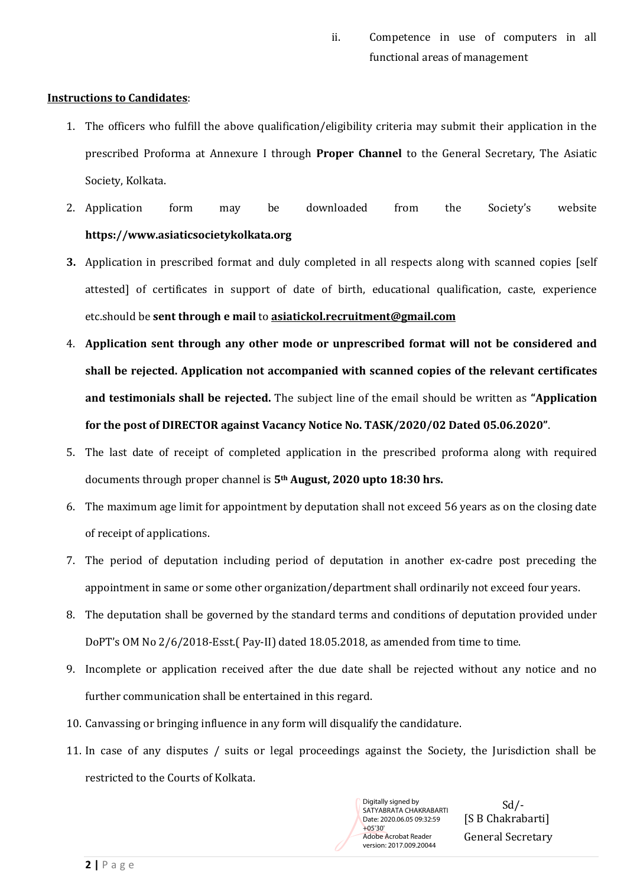ii. Competence in use of computers in all functional areas of management

**Instructions to Candidates**:

1. The officers who fulfill the above qualification/eligibility criteria may submit their application in the prescribed Proforma at Annexure I through **Proper Channel** to the General Secretary, The Asiatic Society, Kolkata.
2. Application form may be downloaded from the Society's website **https://www.asiaticsocietykolkata.org**
3. Application in prescribed format and duly completed in all respects along with scanned copies [self attested] of certificates in support of date of birth, educational qualification, caste, experience etc.should be **sent through e mail** to **asiatickol.recruitment@gmail.com**
4. **Application sent through any other mode or unprescribed format will not be considered and shall be rejected. Application not accompanied with scanned copies of the relevant certificates and testimonials shall be rejected.** The subject line of the email should be written as **"Application for the post of DIRECTOR against Vacancy Notice No. TASK/2020/02 Dated 05.06.2020"**.
5. The last date of receipt of completed application in the prescribed proforma along with required documents through proper channel is **5th August, 2020 upto 18:30 hrs.**
6. The maximum age limit for appointment by deputation shall not exceed 56 years as on the closing date of receipt of applications.
7. The period of deputation including period of deputation in another ex-cadre post preceding the appointment in same or some other organization/department shall ordinarily not exceed four years.
8. The deputation shall be governed by the standard terms and conditions of deputation provided under DoPT's OM No 2/6/2018-Esst.( Pay-II) dated 18.05.2018, as amended from time to time.
9. Incomplete or application received after the due date shall be rejected without any notice and no further communication shall be entertained in this regard.
10. Canvassing or bringing influence in any form will disqualify the candidature.
11. In case of any disputes / suits or legal proceedings against the Society, the Jurisdiction shall be restricted to the Courts of Kolkata.

Digitally signed by SATYABRATA CHAKRABARTI
Date: 2020.06.05 09:32:59 +05'30'
Adobe Acrobat Reader version: 2017.009.20044

Sd/-
[S B Chakrabarti]
General Secretary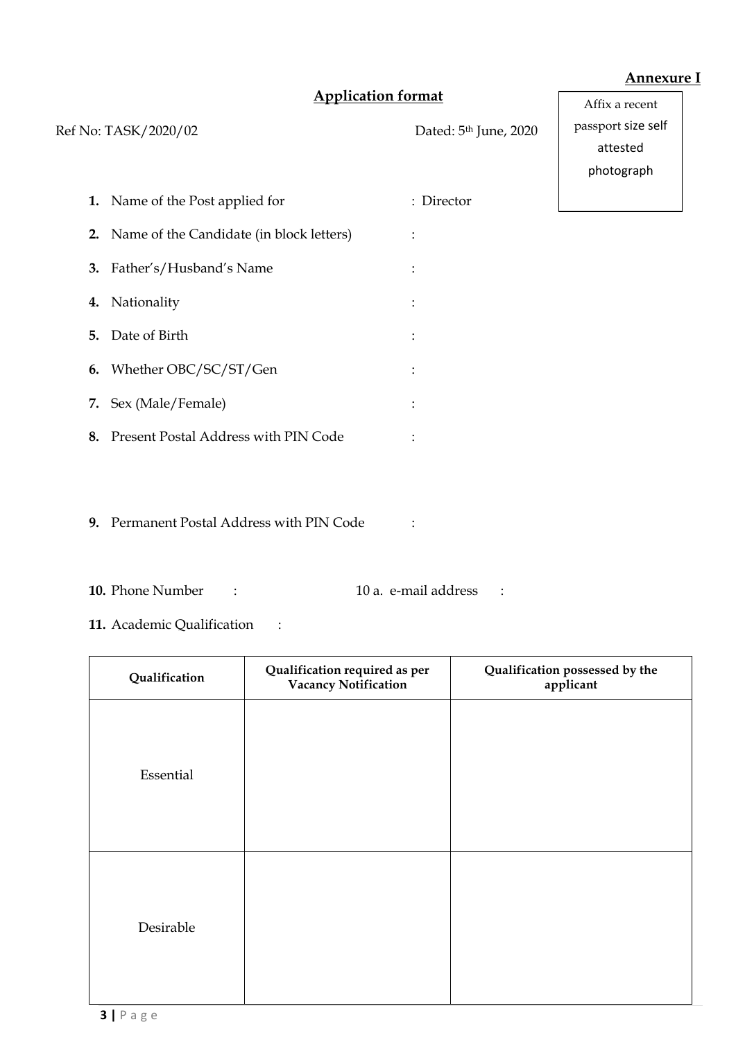**Annexure I**

## Application format

Ref No: TASK/2020/02 Dated: 5th June, 2020

Affix a recent passport size self attested photograph

1. **1.** Name of the Post applied for : Director
2. **2.** Name of the Candidate (in block letters) :
3. **3.** Father's/Husband's Name :
4. **4.** Nationality :
5. **5.** Date of Birth :
6. **6.** Whether OBC/SC/ST/Gen :
7. **7.** Sex (Male/Female) :
8. **8.** Present Postal Address with PIN Code :
9. **9.** Permanent Postal Address with PIN Code :
10. **10.** Phone Number : 10 a. e-mail address :
11. **11.** Academic Qualification :

| Qualification | Qualification required as per Vacancy Notification | Qualification possessed by the applicant |
|---|---|---|
| Essential | | |
| Desirable | | |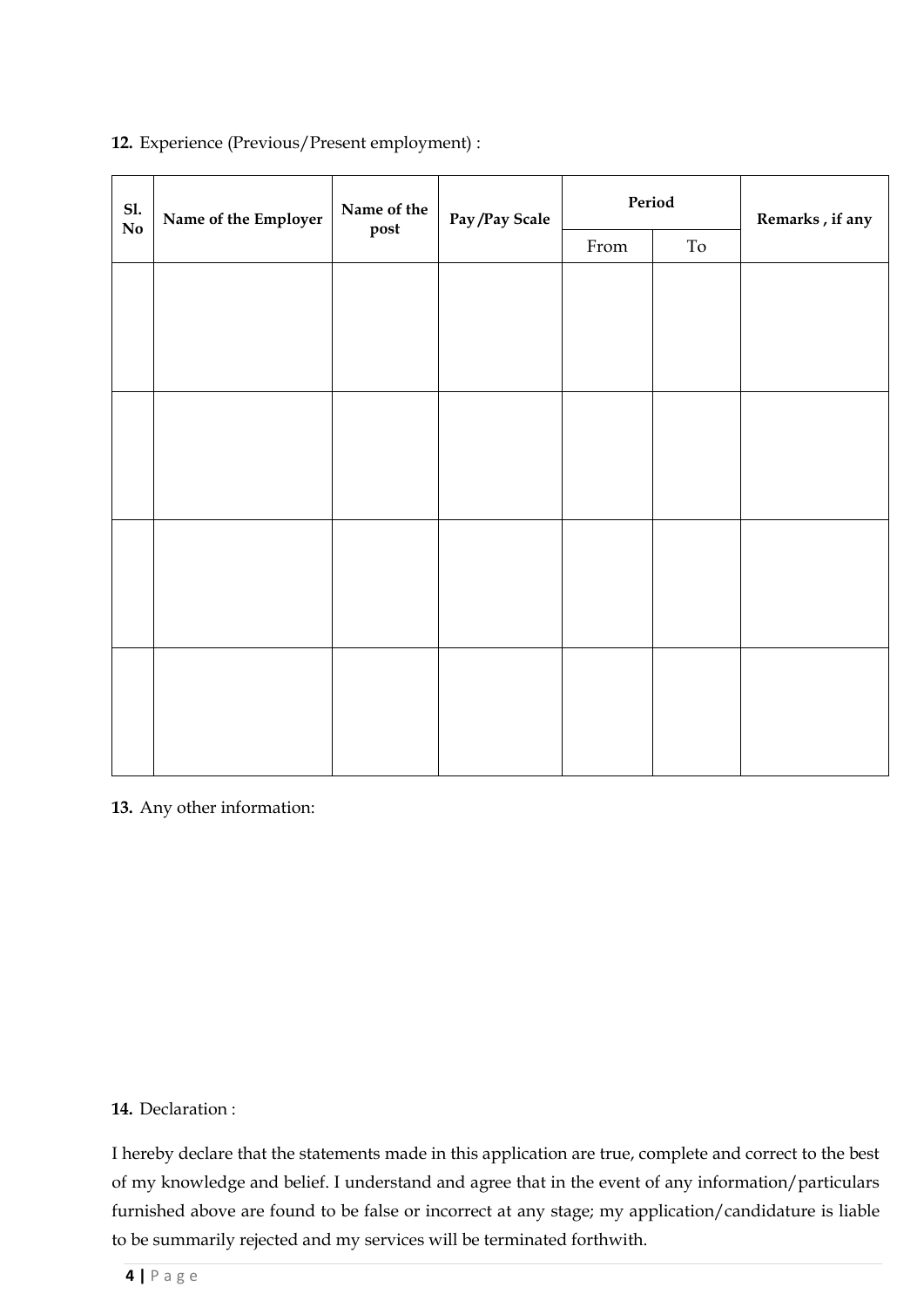**12.** Experience (Previous/Present employment) :

| Sl. No | Name of the Employer | Name of the post | Pay /Pay Scale | Period | | Remarks , if any |
|---|---|---|---|---|---|---|
| | | | | From | To | |
| | | | | | | |
| | | | | | | |
| | | | | | | |
| | | | | | | |

**13.** Any other information:

**14.** Declaration :

I hereby declare that the statements made in this application are true, complete and correct to the best of my knowledge and belief. I understand and agree that in the event of any information/particulars furnished above are found to be false or incorrect at any stage; my application/candidature is liable to be summarily rejected and my services will be terminated forthwith.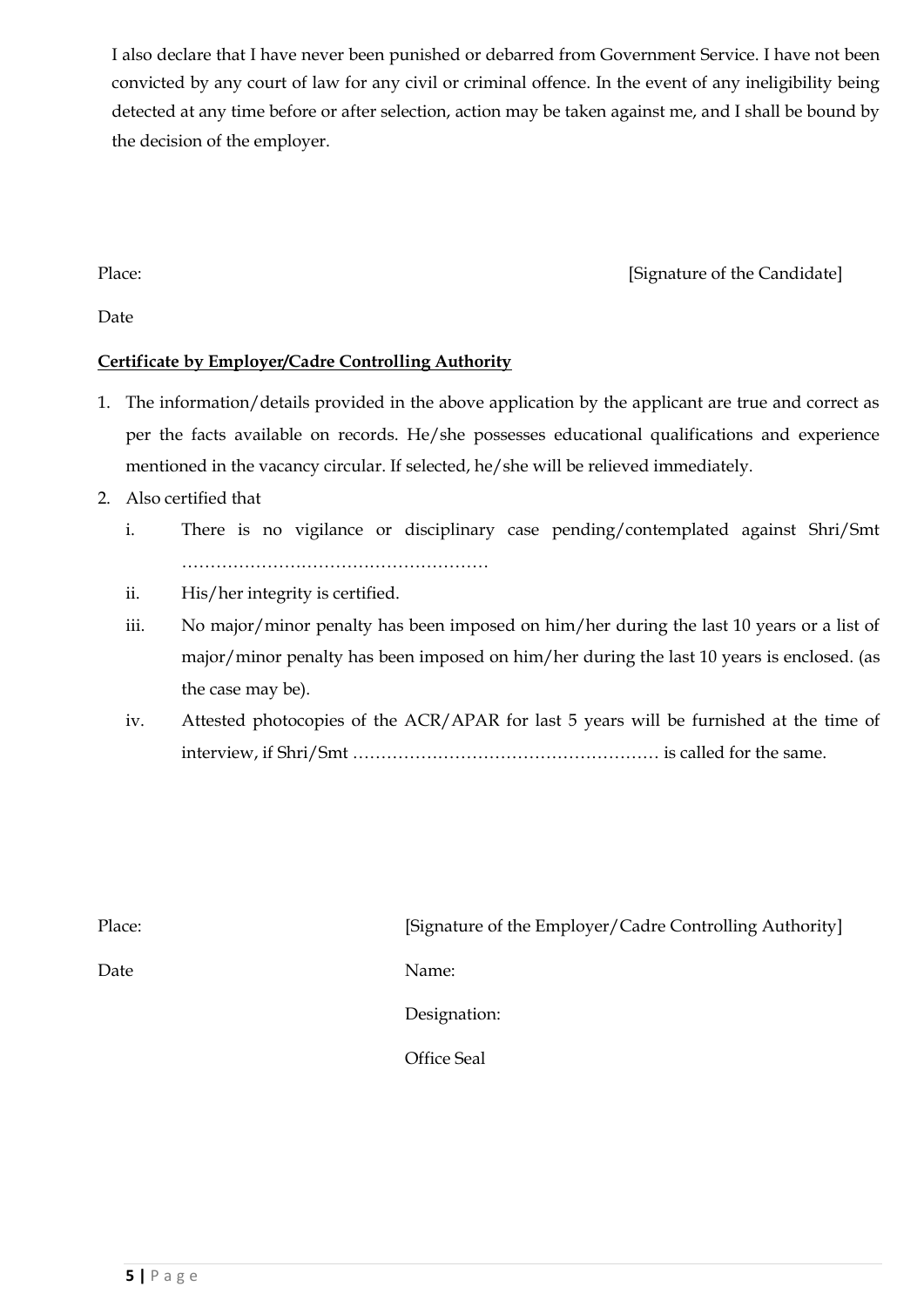I also declare that I have never been punished or debarred from Government Service. I have not been convicted by any court of law for any civil or criminal offence. In the event of any ineligibility being detected at any time before or after selection, action may be taken against me, and I shall be bound by the decision of the employer.

Place: [Signature of the Candidate]

Date

**Certificate by Employer/Cadre Controlling Authority**

1. The information/details provided in the above application by the applicant are true and correct as per the facts available on records. He/she possesses educational qualifications and experience mentioned in the vacancy circular. If selected, he/she will be relieved immediately.
2. Also certified that
   i. There is no vigilance or disciplinary case pending/contemplated against Shri/Smt ………………………………………………
   ii. His/her integrity is certified.
   iii. No major/minor penalty has been imposed on him/her during the last 10 years or a list of major/minor penalty has been imposed on him/her during the last 10 years is enclosed. (as the case may be).
   iv. Attested photocopies of the ACR/APAR for last 5 years will be furnished at the time of interview, if Shri/Smt ……………………………………………… is called for the same.

Place: [Signature of the Employer/Cadre Controlling Authority]

Date

Name:

Designation:

Office Seal